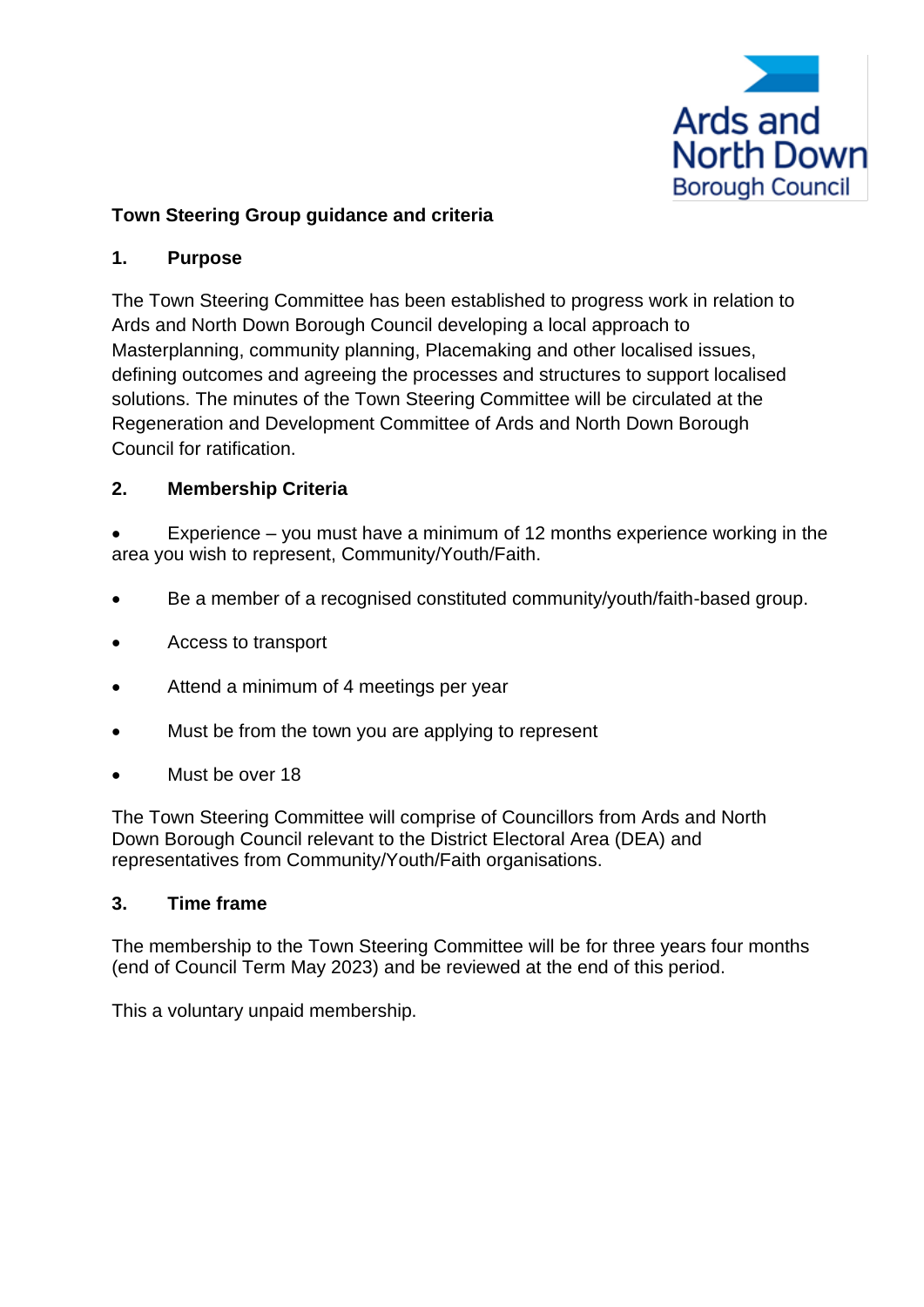Ards and North Down Borough Council

**Town Steering Group guidance and criteria**

## 1. Purpose

The Town Steering Committee has been established to progress work in relation to Ards and North Down Borough Council developing a local approach to Masterplanning, community planning, Placemaking and other localised issues, defining outcomes and agreeing the processes and structures to support localised solutions. The minutes of the Town Steering Committee will be circulated at the Regeneration and Development Committee of Ards and North Down Borough Council for ratification.

## 2. Membership Criteria

- Experience – you must have a minimum of 12 months experience working in the area you wish to represent, Community/Youth/Faith.
- Be a member of a recognised constituted community/youth/faith-based group.
- Access to transport
- Attend a minimum of 4 meetings per year
- Must be from the town you are applying to represent
- Must be over 18

The Town Steering Committee will comprise of Councillors from Ards and North Down Borough Council relevant to the District Electoral Area (DEA) and representatives from Community/Youth/Faith organisations.

## 3. Time frame

The membership to the Town Steering Committee will be for three years four months (end of Council Term May 2023) and be reviewed at the end of this period.

This a voluntary unpaid membership.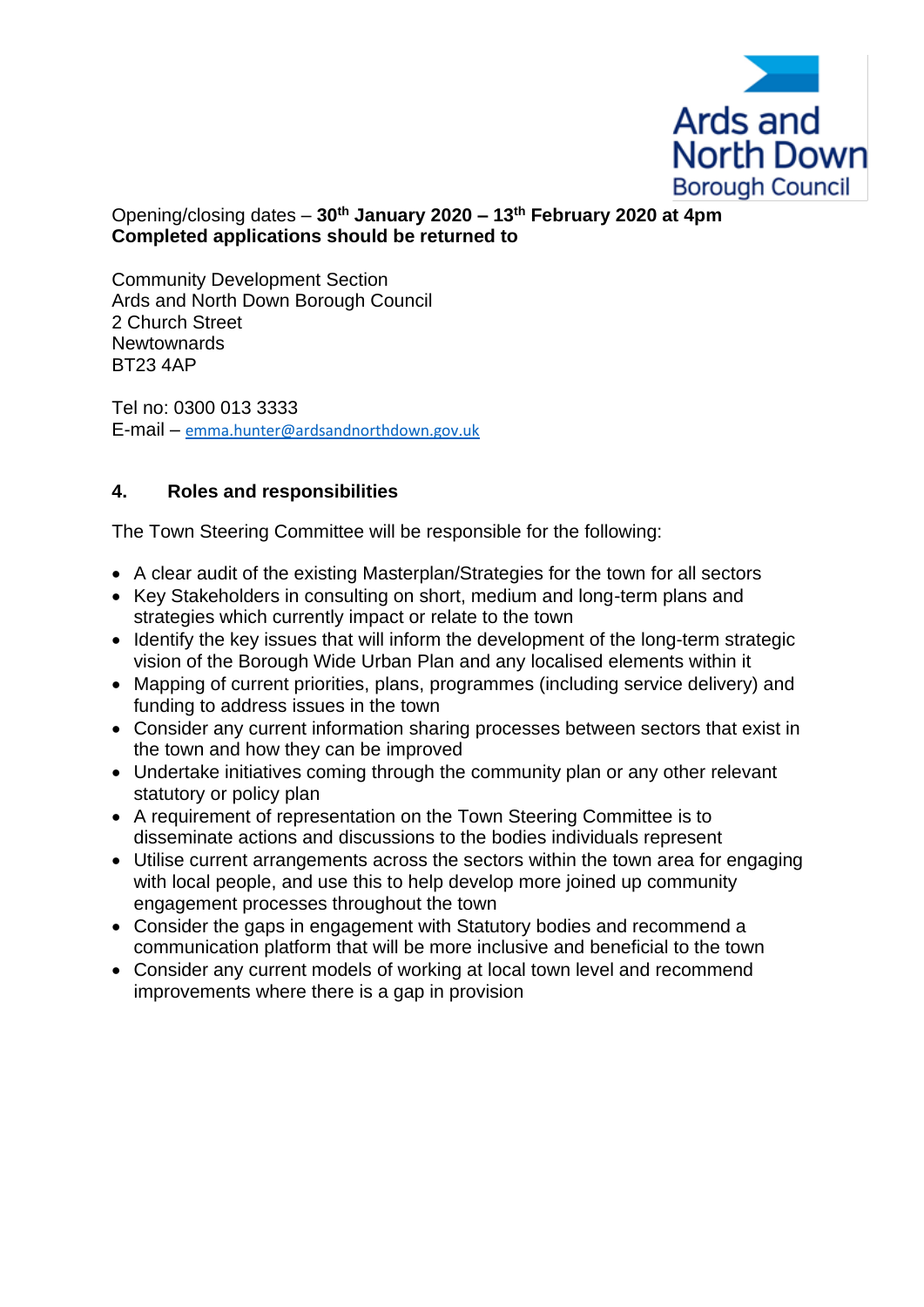Opening/closing dates – **30th January 2020 – 13th February 2020 at 4pm**
**Completed applications should be returned to**

Community Development Section
Ards and North Down Borough Council
2 Church Street
Newtownards
BT23 4AP

Tel no: 0300 013 3333
E-mail – emma.hunter@ardsandnorthdown.gov.uk

## 4. Roles and responsibilities

The Town Steering Committee will be responsible for the following:

- A clear audit of the existing Masterplan/Strategies for the town for all sectors
- Key Stakeholders in consulting on short, medium and long-term plans and strategies which currently impact or relate to the town
- Identify the key issues that will inform the development of the long-term strategic vision of the Borough Wide Urban Plan and any localised elements within it
- Mapping of current priorities, plans, programmes (including service delivery) and funding to address issues in the town
- Consider any current information sharing processes between sectors that exist in the town and how they can be improved
- Undertake initiatives coming through the community plan or any other relevant statutory or policy plan
- A requirement of representation on the Town Steering Committee is to disseminate actions and discussions to the bodies individuals represent
- Utilise current arrangements across the sectors within the town area for engaging with local people, and use this to help develop more joined up community engagement processes throughout the town
- Consider the gaps in engagement with Statutory bodies and recommend a communication platform that will be more inclusive and beneficial to the town
- Consider any current models of working at local town level and recommend improvements where there is a gap in provision